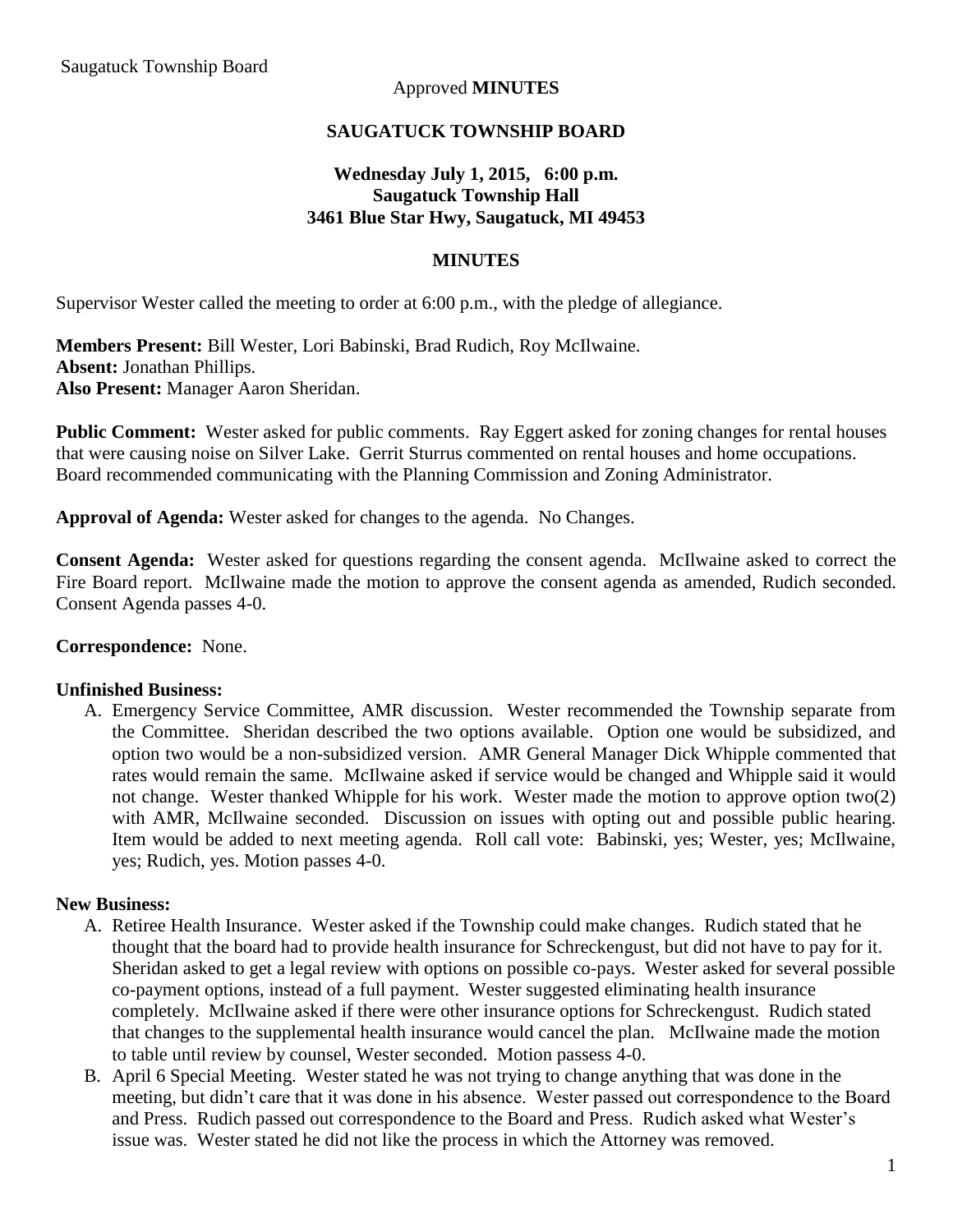Saugatuck Township Board

Approved **MINUTES**

**SAUGATUCK TOWNSHIP BOARD**

**Wednesday July 1, 2015, 6:00 p.m.**
**Saugatuck Township Hall**
**3461 Blue Star Hwy, Saugatuck, MI 49453**

**MINUTES**

Supervisor Wester called the meeting to order at 6:00 p.m., with the pledge of allegiance.

**Members Present:** Bill Wester, Lori Babinski, Brad Rudich, Roy McIlwaine.
**Absent:** Jonathan Phillips.
**Also Present:** Manager Aaron Sheridan.

**Public Comment:** Wester asked for public comments. Ray Eggert asked for zoning changes for rental houses that were causing noise on Silver Lake. Gerrit Sturrus commented on rental houses and home occupations. Board recommended communicating with the Planning Commission and Zoning Administrator.

**Approval of Agenda:** Wester asked for changes to the agenda. No Changes.

**Consent Agenda:** Wester asked for questions regarding the consent agenda. McIlwaine asked to correct the Fire Board report. McIlwaine made the motion to approve the consent agenda as amended, Rudich seconded. Consent Agenda passes 4-0.

**Correspondence:** None.

**Unfinished Business:**

A. Emergency Service Committee, AMR discussion. Wester recommended the Township separate from the Committee. Sheridan described the two options available. Option one would be subsidized, and option two would be a non-subsidized version. AMR General Manager Dick Whipple commented that rates would remain the same. McIlwaine asked if service would be changed and Whipple said it would not change. Wester thanked Whipple for his work. Wester made the motion to approve option two(2) with AMR, McIlwaine seconded. Discussion on issues with opting out and possible public hearing. Item would be added to next meeting agenda. Roll call vote: Babinski, yes; Wester, yes; McIlwaine, yes; Rudich, yes. Motion passes 4-0.

**New Business:**

A. Retiree Health Insurance. Wester asked if the Township could make changes. Rudich stated that he thought that the board had to provide health insurance for Schreckengust, but did not have to pay for it. Sheridan asked to get a legal review with options on possible co-pays. Wester asked for several possible co-payment options, instead of a full payment. Wester suggested eliminating health insurance completely. McIlwaine asked if there were other insurance options for Schreckengust. Rudich stated that changes to the supplemental health insurance would cancel the plan. McIlwaine made the motion to table until review by counsel, Wester seconded. Motion passess 4-0.
B. April 6 Special Meeting. Wester stated he was not trying to change anything that was done in the meeting, but didn't care that it was done in his absence. Wester passed out correspondence to the Board and Press. Rudich passed out correspondence to the Board and Press. Rudich asked what Wester's issue was. Wester stated he did not like the process in which the Attorney was removed.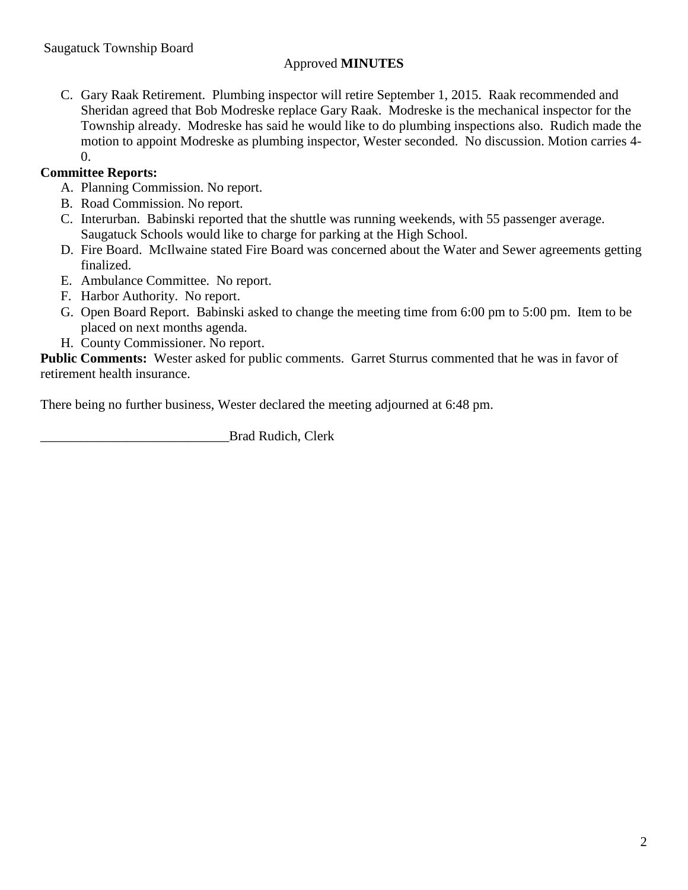Saugatuck Township Board

Approved **MINUTES**

C. Gary Raak Retirement. Plumbing inspector will retire September 1, 2015. Raak recommended and Sheridan agreed that Bob Modreske replace Gary Raak. Modreske is the mechanical inspector for the Township already. Modreske has said he would like to do plumbing inspections also. Rudich made the motion to appoint Modreske as plumbing inspector, Wester seconded. No discussion. Motion carries 4-0.

**Committee Reports:**

A. Planning Commission. No report.
B. Road Commission. No report.
C. Interurban. Babinski reported that the shuttle was running weekends, with 55 passenger average. Saugatuck Schools would like to charge for parking at the High School.
D. Fire Board. McIlwaine stated Fire Board was concerned about the Water and Sewer agreements getting finalized.
E. Ambulance Committee. No report.
F. Harbor Authority. No report.
G. Open Board Report. Babinski asked to change the meeting time from 6:00 pm to 5:00 pm. Item to be placed on next months agenda.
H. County Commissioner. No report.

**Public Comments:** Wester asked for public comments. Garret Sturrus commented that he was in favor of retirement health insurance.

There being no further business, Wester declared the meeting adjourned at 6:48 pm.

____________________________Brad Rudich, Clerk